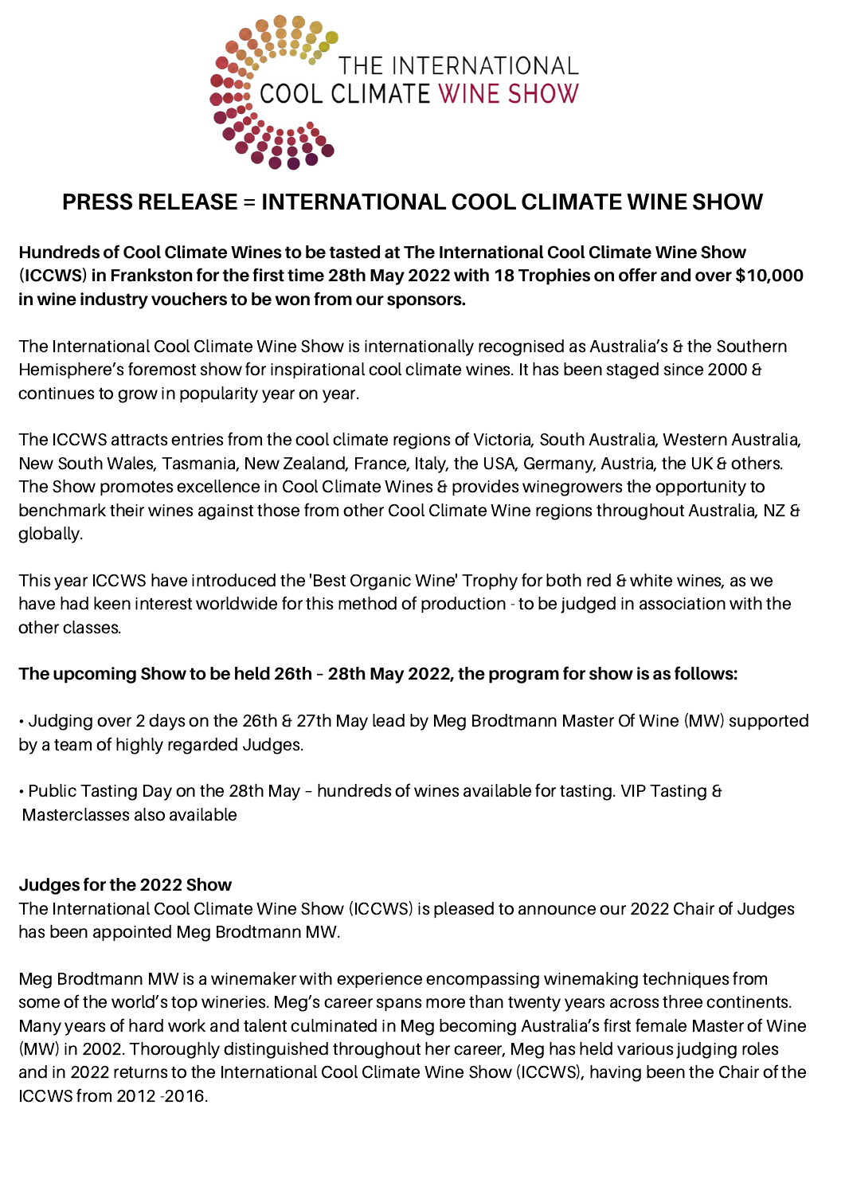THE INTERNATIONAL COOL CLIMATE WINE SHOW

# PRESS RELEASE = INTERNATIONAL COOL CLIMATE WINE SHOW

**Hundreds of Cool Climate Wines to be tasted at The International Cool Climate Wine Show (ICCWS) in Frankston for the first time 28th May 2022 with 18 Trophies on offer and over $10,000 in wine industry vouchers to be won from our sponsors.**

The International Cool Climate Wine Show is internationally recognised as Australia's & the Southern Hemisphere's foremost show for inspirational cool climate wines. It has been staged since 2000 & continues to grow in popularity year on year.

The ICCWS attracts entries from the cool climate regions of Victoria, South Australia, Western Australia, New South Wales, Tasmania, New Zealand, France, Italy, the USA, Germany, Austria, the UK & others. The Show promotes excellence in Cool Climate Wines & provides winegrowers the opportunity to benchmark their wines against those from other Cool Climate Wine regions throughout Australia, NZ & globally.

This year ICCWS have introduced the 'Best Organic Wine' Trophy for both red & white wines, as we have had keen interest worldwide for this method of production - to be judged in association with the other classes.

**The upcoming Show to be held 26th – 28th May 2022, the program for show is as follows:**

- Judging over 2 days on the 26th & 27th May lead by Meg Brodtmann Master Of Wine (MW) supported by a team of highly regarded Judges.

- Public Tasting Day on the 28th May – hundreds of wines available for tasting. VIP Tasting & Masterclasses also available

**Judges for the 2022 Show**

The International Cool Climate Wine Show (ICCWS) is pleased to announce our 2022 Chair of Judges has been appointed Meg Brodtmann MW.

Meg Brodtmann MW is a winemaker with experience encompassing winemaking techniques from some of the world's top wineries. Meg's career spans more than twenty years across three continents. Many years of hard work and talent culminated in Meg becoming Australia's first female Master of Wine (MW) in 2002. Thoroughly distinguished throughout her career, Meg has held various judging roles and in 2022 returns to the International Cool Climate Wine Show (ICCWS), having been the Chair of the ICCWS from 2012 -2016.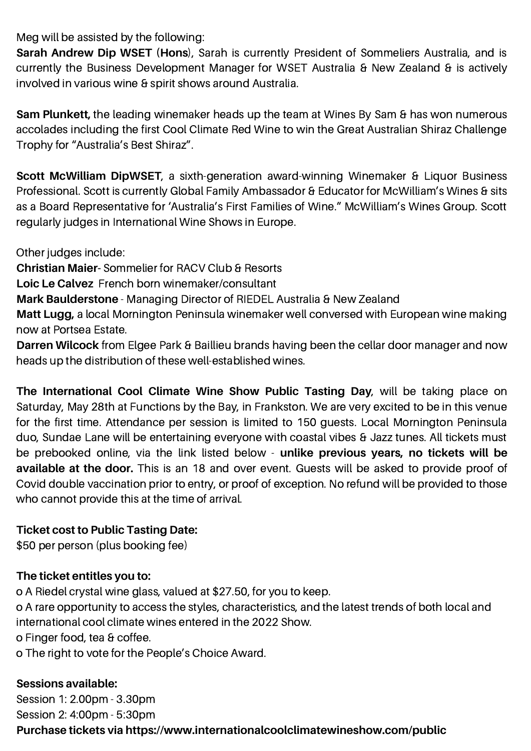Meg will be assisted by the following:

**Sarah Andrew Dip WSET (Hons)**, Sarah is currently President of Sommeliers Australia, and is currently the Business Development Manager for WSET Australia & New Zealand & is actively involved in various wine & spirit shows around Australia.

**Sam Plunkett,** the leading winemaker heads up the team at Wines By Sam & has won numerous accolades including the first Cool Climate Red Wine to win the Great Australian Shiraz Challenge Trophy for "Australia's Best Shiraz".

**Scott McWilliam DipWSET**, a sixth-generation award-winning Winemaker & Liquor Business Professional. Scott is currently Global Family Ambassador & Educator for McWilliam's Wines & sits as a Board Representative for 'Australia's First Families of Wine." McWilliam's Wines Group. Scott regularly judges in International Wine Shows in Europe.

Other judges include:

**Christian Maier**- Sommelier for RACV Club & Resorts

**Loic Le Calvez** French born winemaker/consultant

**Mark Baulderstone** - Managing Director of RIEDEL Australia & New Zealand

**Matt Lugg,** a local Mornington Peninsula winemaker well conversed with European wine making now at Portsea Estate.

**Darren Wilcock** from Elgee Park & Baillieu brands having been the cellar door manager and now heads up the distribution of these well-established wines.

**The International Cool Climate Wine Show Public Tasting Day,** will be taking place on Saturday, May 28th at Functions by the Bay, in Frankston. We are very excited to be in this venue for the first time. Attendance per session is limited to 150 guests. Local Mornington Peninsula duo, Sundae Lane will be entertaining everyone with coastal vibes & Jazz tunes. All tickets must be prebooked online, via the link listed below - **unlike previous years, no tickets will be available at the door.** This is an 18 and over event. Guests will be asked to provide proof of Covid double vaccination prior to entry, or proof of exception. No refund will be provided to those who cannot provide this at the time of arrival.

**Ticket cost to Public Tasting Date:**

$50 per person (plus booking fee)

**The ticket entitles you to:**

- A Riedel crystal wine glass, valued at $27.50, for you to keep.
- A rare opportunity to access the styles, characteristics, and the latest trends of both local and international cool climate wines entered in the 2022 Show.
- Finger food, tea & coffee.
- The right to vote for the People's Choice Award.

**Sessions available:**

Session 1: 2.00pm - 3.30pm

Session 2: 4:00pm - 5:30pm

**Purchase tickets via https://www.internationalcoolclimatewineshow.com/public**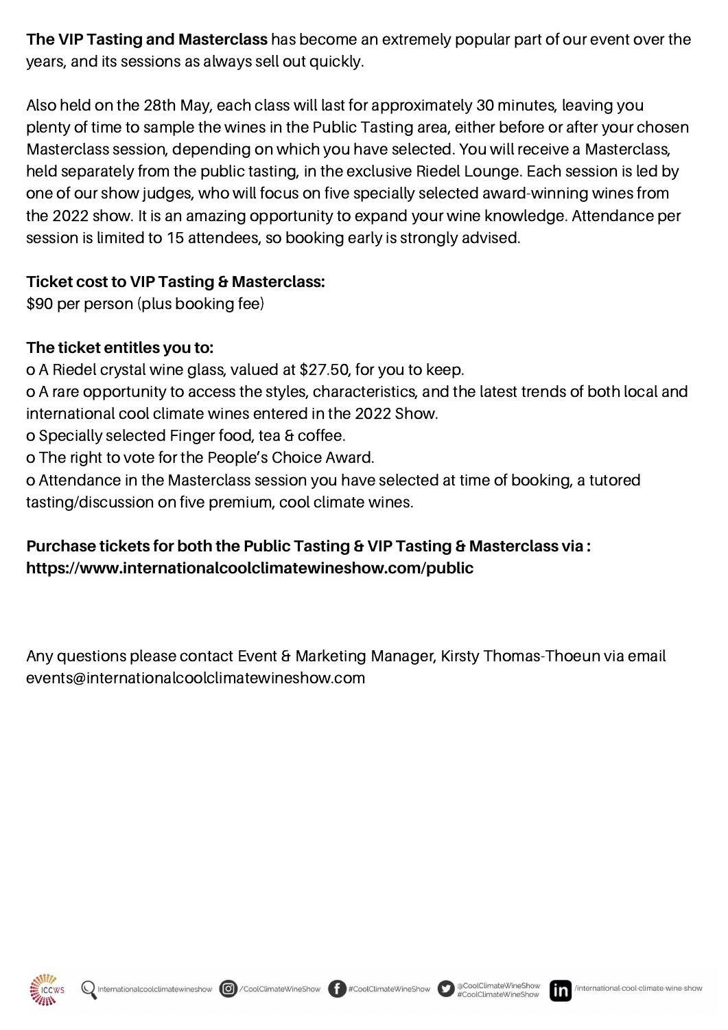**The VIP Tasting and Masterclass** has become an extremely popular part of our event over the years, and its sessions as always sell out quickly.

Also held on the 28th May, each class will last for approximately 30 minutes, leaving you plenty of time to sample the wines in the Public Tasting area, either before or after your chosen Masterclass session, depending on which you have selected. You will receive a Masterclass, held separately from the public tasting, in the exclusive Riedel Lounge. Each session is led by one of our show judges, who will focus on five specially selected award-winning wines from the 2022 show. It is an amazing opportunity to expand your wine knowledge. Attendance per session is limited to 15 attendees, so booking early is strongly advised.

**Ticket cost to VIP Tasting & Masterclass:**
$90 per person (plus booking fee)

**The ticket entitles you to:**

- A Riedel crystal wine glass, valued at $27.50, for you to keep.
- A rare opportunity to access the styles, characteristics, and the latest trends of both local and international cool climate wines entered in the 2022 Show.
- Specially selected Finger food, tea & coffee.
- The right to vote for the People's Choice Award.
- Attendance in the Masterclass session you have selected at time of booking, a tutored tasting/discussion on five premium, cool climate wines.

**Purchase tickets for both the Public Tasting & VIP Tasting & Masterclass via : https://www.internationalcoolclimatewineshow.com/public**

Any questions please contact Event & Marketing Manager, Kirsty Thomas-Thoeun via email events@internationalcoolclimatewineshow.com